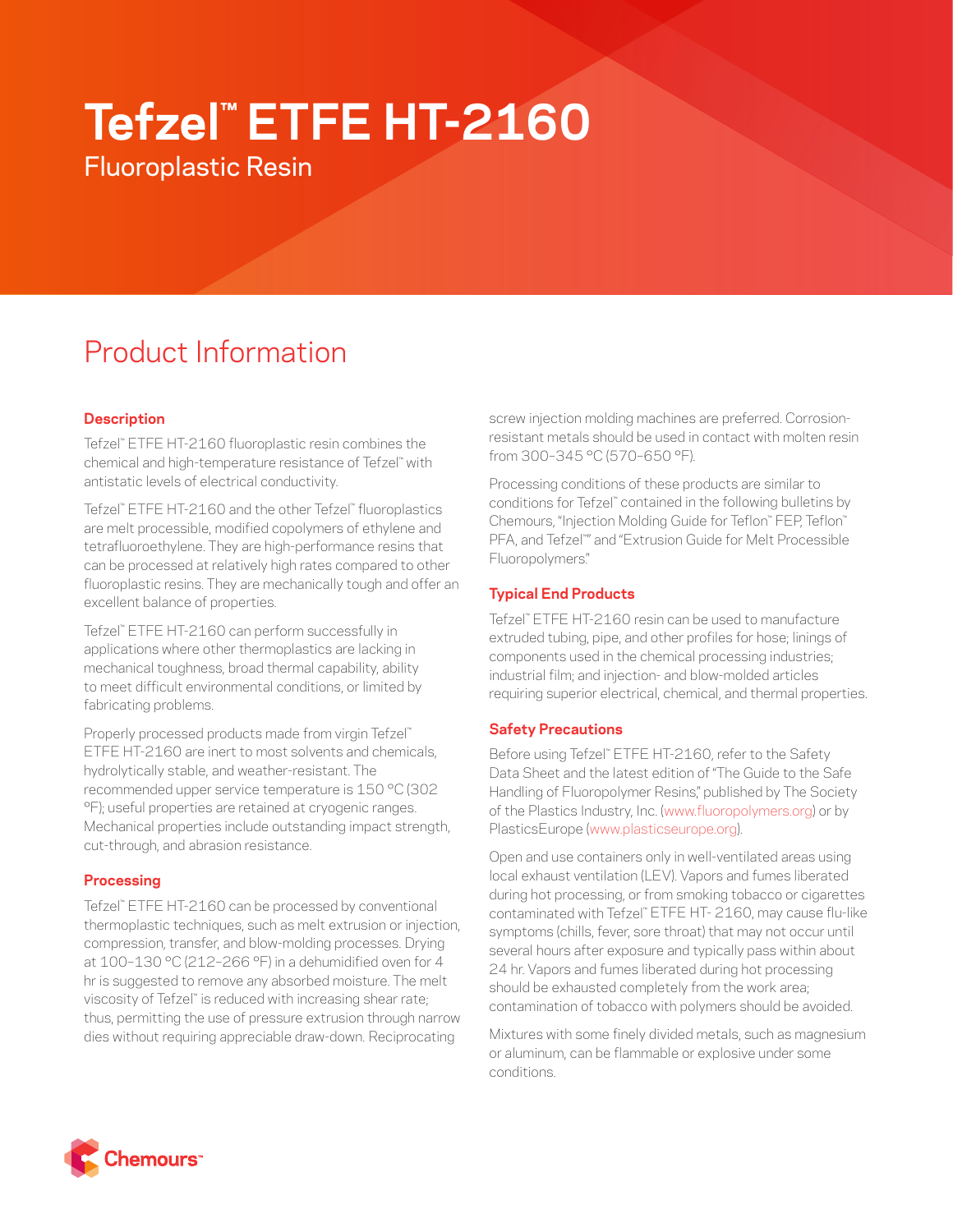# Tefzel™ ETFE HT-2160

Fluoroplastic Resin

## Product Information

### Description

Tefzel™ ETFE HT-2160 fluoroplastic resin combines the chemical and high-temperature resistance of Tefzel™ with antistatic levels of electrical conductivity.

Tefzel™ ETFE HT-2160 and the other Tefzel™ fluoroplastics are melt processible, modified copolymers of ethylene and tetrafluoroethylene. They are high-performance resins that can be processed at relatively high rates compared to other fluoroplastic resins. They are mechanically tough and offer an excellent balance of properties.

Tefzel™ ETFE HT-2160 can perform successfully in applications where other thermoplastics are lacking in mechanical toughness, broad thermal capability, ability to meet difficult environmental conditions, or limited by fabricating problems.

Properly processed products made from virgin Tefzel™ ETFE HT-2160 are inert to most solvents and chemicals, hydrolytically stable, and weather-resistant. The recommended upper service temperature is 150 °C (302 °F); useful properties are retained at cryogenic ranges. Mechanical properties include outstanding impact strength, cut-through, and abrasion resistance.

### Processing

Tefzel™ ETFE HT-2160 can be processed by conventional thermoplastic techniques, such as melt extrusion or injection, compression, transfer, and blow-molding processes. Drying at 100–130 °C (212–266 °F) in a dehumidified oven for 4 hr is suggested to remove any absorbed moisture. The melt viscosity of Tefzel™ is reduced with increasing shear rate; thus, permitting the use of pressure extrusion through narrow dies without requiring appreciable draw-down. Reciprocating screw injection molding machines are preferred. Corrosion-resistant metals should be used in contact with molten resin from 300–345 °C (570–650 °F).

Processing conditions of these products are similar to conditions for Tefzel™ contained in the following bulletins by Chemours, "Injection Molding Guide for Teflon™ FEP, Teflon™ PFA, and Tefzel™" and "Extrusion Guide for Melt Processible Fluoropolymers."

### Typical End Products

Tefzel™ ETFE HT-2160 resin can be used to manufacture extruded tubing, pipe, and other profiles for hose; linings of components used in the chemical processing industries; industrial film; and injection- and blow-molded articles requiring superior electrical, chemical, and thermal properties.

### Safety Precautions

Before using Tefzel™ ETFE HT-2160, refer to the Safety Data Sheet and the latest edition of "The Guide to the Safe Handling of Fluoropolymer Resins," published by The Society of the Plastics Industry, Inc. (www.fluoropolymers.org) or by PlasticsEurope (www.plasticseurope.org).

Open and use containers only in well-ventilated areas using local exhaust ventilation (LEV). Vapors and fumes liberated during hot processing, or from smoking tobacco or cigarettes contaminated with Tefzel™ ETFE HT- 2160, may cause flu-like symptoms (chills, fever, sore throat) that may not occur until several hours after exposure and typically pass within about 24 hr. Vapors and fumes liberated during hot processing should be exhausted completely from the work area; contamination of tobacco with polymers should be avoided.

Mixtures with some finely divided metals, such as magnesium or aluminum, can be flammable or explosive under some conditions.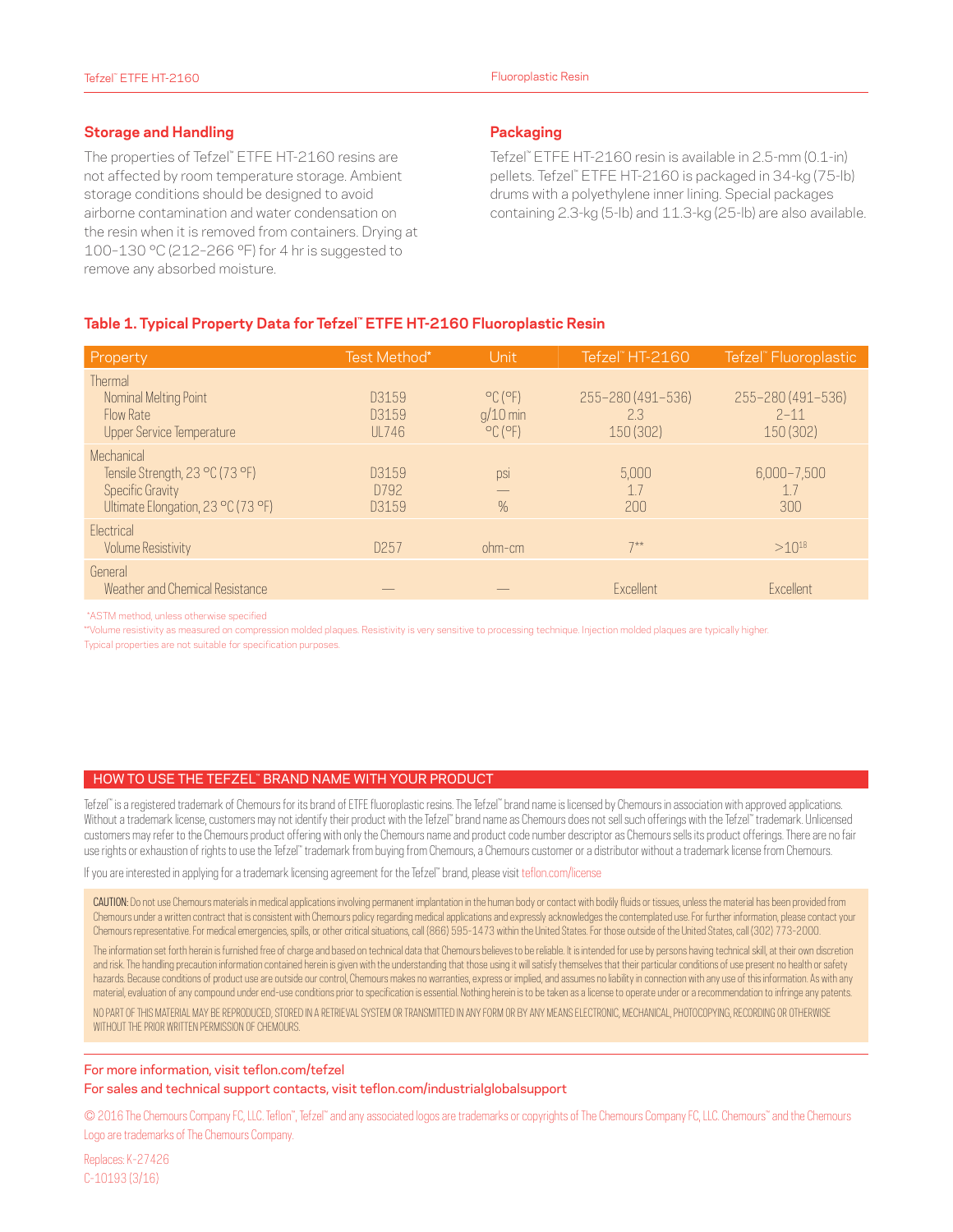## Storage and Handling

The properties of Tefzel™ ETFE HT-2160 resins are not affected by room temperature storage. Ambient storage conditions should be designed to avoid airborne contamination and water condensation on the resin when it is removed from containers. Drying at 100–130 °C (212–266 °F) for 4 hr is suggested to remove any absorbed moisture.

## Packaging

Tefzel™ ETFE HT-2160 resin is available in 2.5-mm (0.1-in) pellets. Tefzel™ ETFE HT-2160 is packaged in 34-kg (75-lb) drums with a polyethylene inner lining. Special packages containing 2.3-kg (5-lb) and 11.3-kg (25-lb) are also available.

### Table 1. Typical Property Data for Tefzel™ ETFE HT-2160 Fluoroplastic Resin

| Property | Test Method* | Unit | Tefzel™ HT-2160 | Tefzel™ Fluoroplastic |
|---|---|---|---|---|
| **Thermal** | | | | |
| Nominal Melting Point | D3159 | °C (°F) | 255–280 (491–536) | 255–280 (491–536) |
| Flow Rate | D3159 | g/10 min | 2.3 | 2–11 |
| Upper Service Temperature | UL746 | °C (°F) | 150 (302) | 150 (302) |
| **Mechanical** | | | | |
| Tensile Strength, 23 °C (73 °F) | D3159 | psi | 5,000 | 6,000–7,500 |
| Specific Gravity | D792 | — | 1.7 | 1.7 |
| Ultimate Elongation, 23 °C (73 °F) | D3159 | % | 200 | 300 |
| **Electrical** | | | | |
| Volume Resistivity | D257 | ohm-cm | 7** | $>10^{18}$ |
| **General** | | | | |
| Weather and Chemical Resistance | — | — | Excellent | Excellent |

*ASTM method, unless otherwise specified

**Volume resistivity as measured on compression molded plaques. Resistivity is very sensitive to processing technique. Injection molded plaques are typically higher.

Typical properties are not suitable for specification purposes.

## HOW TO USE THE TEFZEL™ BRAND NAME WITH YOUR PRODUCT

Tefzel™ is a registered trademark of Chemours for its brand of ETFE fluoroplastic resins. The Tefzel™ brand name is licensed by Chemours in association with approved applications. Without a trademark license, customers may not identify their product with the Tefzel™ brand name as Chemours does not sell such offerings with the Tefzel™ trademark. Unlicensed customers may refer to the Chemours product offering with only the Chemours name and product code number descriptor as Chemours sells its product offerings. There are no fair use rights or exhaustion of rights to use the Tefzel™ trademark from buying from Chemours, a Chemours customer or a distributor without a trademark license from Chemours.

If you are interested in applying for a trademark licensing agreement for the Tefzel™ brand, please visit teflon.com/license

CAUTION: Do not use Chemours materials in medical applications involving permanent implantation in the human body or contact with bodily fluids or tissues, unless the material has been provided from Chemours under a written contract that is consistent with Chemours policy regarding medical applications and expressly acknowledges the contemplated use. For further information, please contact your Chemours representative. For medical emergencies, spills, or other critical situations, call (866) 595-1473 within the United States. For those outside of the United States, call (302) 773-2000.

The information set forth herein is furnished free of charge and based on technical data that Chemours believes to be reliable. It is intended for use by persons having technical skill, at their own discretion and risk. The handling precaution information contained herein is given with the understanding that those using it will satisfy themselves that their particular conditions of use present no health or safety hazards. Because conditions of product use are outside our control, Chemours makes no warranties, express or implied, and assumes no liability in connection with any use of this information. As with any material, evaluation of any compound under end-use conditions prior to specification is essential. Nothing herein is to be taken as a license to operate under or a recommendation to infringe any patents.

NO PART OF THIS MATERIAL MAY BE REPRODUCED, STORED IN A RETRIEVAL SYSTEM OR TRANSMITTED IN ANY FORM OR BY ANY MEANS ELECTRONIC, MECHANICAL, PHOTOCOPYING, RECORDING OR OTHERWISE WITHOUT THE PRIOR WRITTEN PERMISSION OF CHEMOURS.

For more information, visit teflon.com/tefzel

For sales and technical support contacts, visit teflon.com/industrialglobalsupport

© 2016 The Chemours Company FC, LLC. Teflon™, Tefzel™ and any associated logos are trademarks or copyrights of The Chemours Company FC, LLC. Chemours™ and the Chemours Logo are trademarks of The Chemours Company.

Replaces: K-27426

C-10193 (3/16)